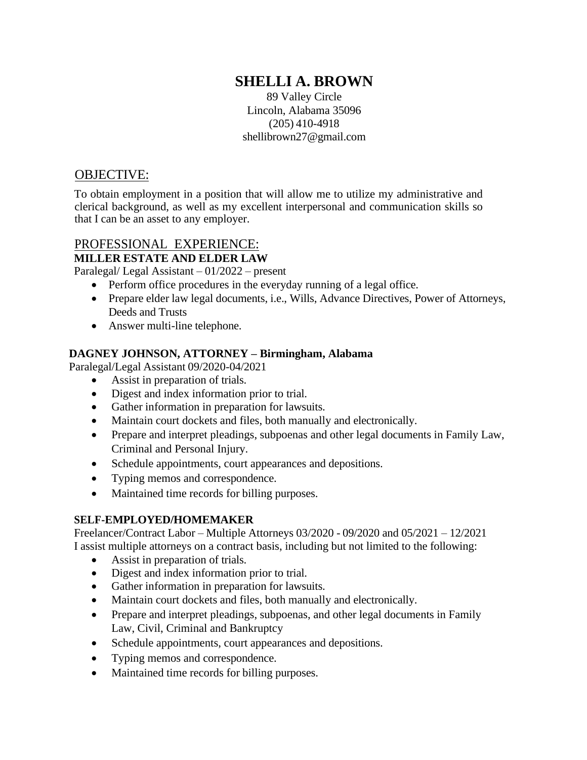# SHELLI A. BROWN

89 Valley Circle
Lincoln, Alabama 35096
(205) 410-4918
shellibrown27@gmail.com

## OBJECTIVE:

To obtain employment in a position that will allow me to utilize my administrative and clerical background, as well as my excellent interpersonal and communication skills so that I can be an asset to any employer.

## PROFESSIONAL EXPERIENCE:

**MILLER ESTATE AND ELDER LAW**

Paralegal/ Legal Assistant – 01/2022 – present

- Perform office procedures in the everyday running of a legal office.
- Prepare elder law legal documents, i.e., Wills, Advance Directives, Power of Attorneys, Deeds and Trusts
- Answer multi-line telephone.

**DAGNEY JOHNSON, ATTORNEY – Birmingham, Alabama**

Paralegal/Legal Assistant 09/2020-04/2021

- Assist in preparation of trials.
- Digest and index information prior to trial.
- Gather information in preparation for lawsuits.
- Maintain court dockets and files, both manually and electronically.
- Prepare and interpret pleadings, subpoenas and other legal documents in Family Law, Criminal and Personal Injury.
- Schedule appointments, court appearances and depositions.
- Typing memos and correspondence.
- Maintained time records for billing purposes.

**SELF-EMPLOYED/HOMEMAKER**

Freelancer/Contract Labor – Multiple Attorneys 03/2020 - 09/2020 and 05/2021 – 12/2021

I assist multiple attorneys on a contract basis, including but not limited to the following:

- Assist in preparation of trials.
- Digest and index information prior to trial.
- Gather information in preparation for lawsuits.
- Maintain court dockets and files, both manually and electronically.
- Prepare and interpret pleadings, subpoenas, and other legal documents in Family Law, Civil, Criminal and Bankruptcy
- Schedule appointments, court appearances and depositions.
- Typing memos and correspondence.
- Maintained time records for billing purposes.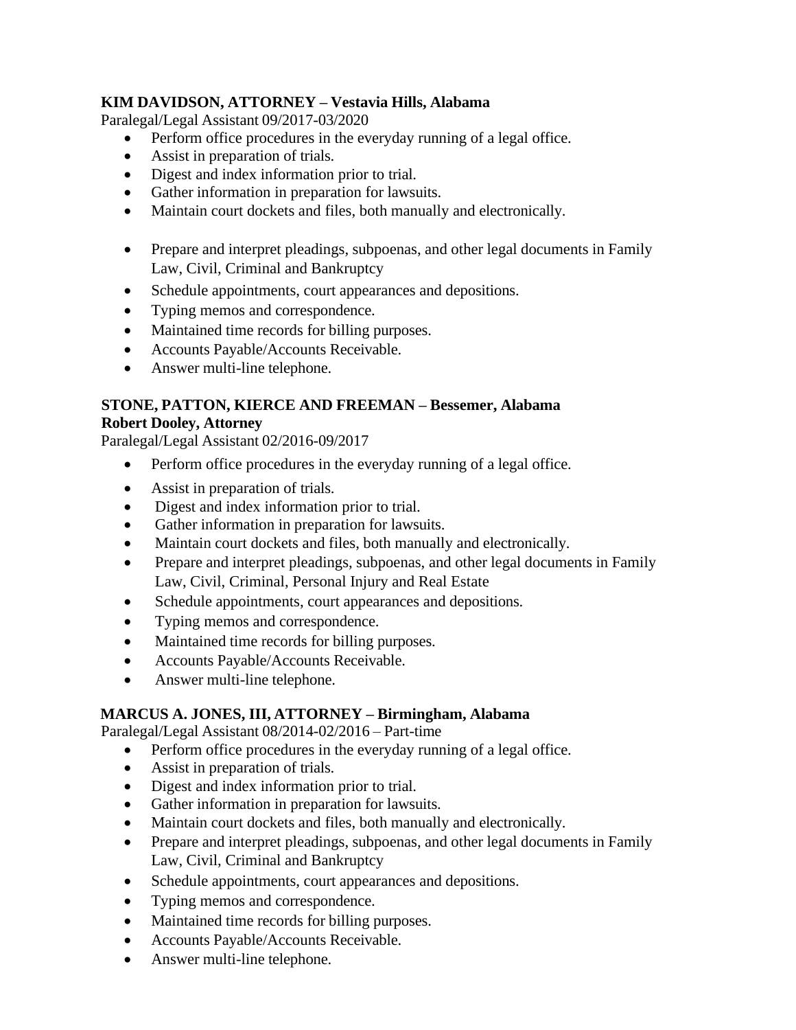**KIM DAVIDSON, ATTORNEY – Vestavia Hills, Alabama**
Paralegal/Legal Assistant 09/2017-03/2020

- Perform office procedures in the everyday running of a legal office.
- Assist in preparation of trials.
- Digest and index information prior to trial.
- Gather information in preparation for lawsuits.
- Maintain court dockets and files, both manually and electronically.
- Prepare and interpret pleadings, subpoenas, and other legal documents in Family Law, Civil, Criminal and Bankruptcy
- Schedule appointments, court appearances and depositions.
- Typing memos and correspondence.
- Maintained time records for billing purposes.
- Accounts Payable/Accounts Receivable.
- Answer multi-line telephone.

**STONE, PATTON, KIERCE AND FREEMAN – Bessemer, Alabama**
**Robert Dooley, Attorney**
Paralegal/Legal Assistant 02/2016-09/2017

- Perform office procedures in the everyday running of a legal office.
- Assist in preparation of trials.
- Digest and index information prior to trial.
- Gather information in preparation for lawsuits.
- Maintain court dockets and files, both manually and electronically.
- Prepare and interpret pleadings, subpoenas, and other legal documents in Family Law, Civil, Criminal, Personal Injury and Real Estate
- Schedule appointments, court appearances and depositions.
- Typing memos and correspondence.
- Maintained time records for billing purposes.
- Accounts Payable/Accounts Receivable.
- Answer multi-line telephone.

**MARCUS A. JONES, III, ATTORNEY – Birmingham, Alabama**
Paralegal/Legal Assistant 08/2014-02/2016 – Part-time

- Perform office procedures in the everyday running of a legal office.
- Assist in preparation of trials.
- Digest and index information prior to trial.
- Gather information in preparation for lawsuits.
- Maintain court dockets and files, both manually and electronically.
- Prepare and interpret pleadings, subpoenas, and other legal documents in Family Law, Civil, Criminal and Bankruptcy
- Schedule appointments, court appearances and depositions.
- Typing memos and correspondence.
- Maintained time records for billing purposes.
- Accounts Payable/Accounts Receivable.
- Answer multi-line telephone.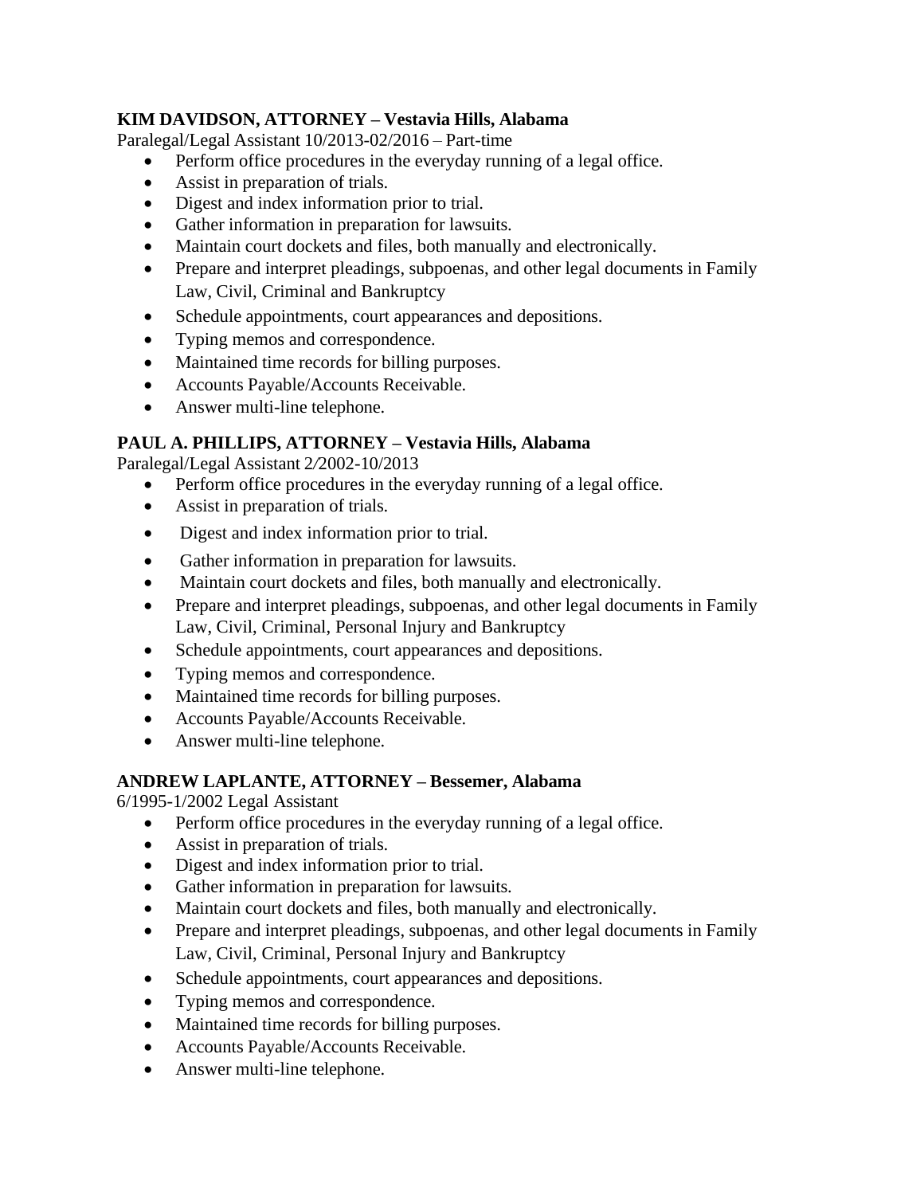**KIM DAVIDSON, ATTORNEY – Vestavia Hills, Alabama**
Paralegal/Legal Assistant 10/2013-02/2016 – Part-time

- Perform office procedures in the everyday running of a legal office.
- Assist in preparation of trials.
- Digest and index information prior to trial.
- Gather information in preparation for lawsuits.
- Maintain court dockets and files, both manually and electronically.
- Prepare and interpret pleadings, subpoenas, and other legal documents in Family Law, Civil, Criminal and Bankruptcy
- Schedule appointments, court appearances and depositions.
- Typing memos and correspondence.
- Maintained time records for billing purposes.
- Accounts Payable/Accounts Receivable.
- Answer multi-line telephone.

**PAUL A. PHILLIPS, ATTORNEY – Vestavia Hills, Alabama**
Paralegal/Legal Assistant 2/2002-10/2013

- Perform office procedures in the everyday running of a legal office.
- Assist in preparation of trials.
- Digest and index information prior to trial.
- Gather information in preparation for lawsuits.
- Maintain court dockets and files, both manually and electronically.
- Prepare and interpret pleadings, subpoenas, and other legal documents in Family Law, Civil, Criminal, Personal Injury and Bankruptcy
- Schedule appointments, court appearances and depositions.
- Typing memos and correspondence.
- Maintained time records for billing purposes.
- Accounts Payable/Accounts Receivable.
- Answer multi-line telephone.

**ANDREW LAPLANTE, ATTORNEY – Bessemer, Alabama**
6/1995-1/2002 Legal Assistant

- Perform office procedures in the everyday running of a legal office.
- Assist in preparation of trials.
- Digest and index information prior to trial.
- Gather information in preparation for lawsuits.
- Maintain court dockets and files, both manually and electronically.
- Prepare and interpret pleadings, subpoenas, and other legal documents in Family Law, Civil, Criminal, Personal Injury and Bankruptcy
- Schedule appointments, court appearances and depositions.
- Typing memos and correspondence.
- Maintained time records for billing purposes.
- Accounts Payable/Accounts Receivable.
- Answer multi-line telephone.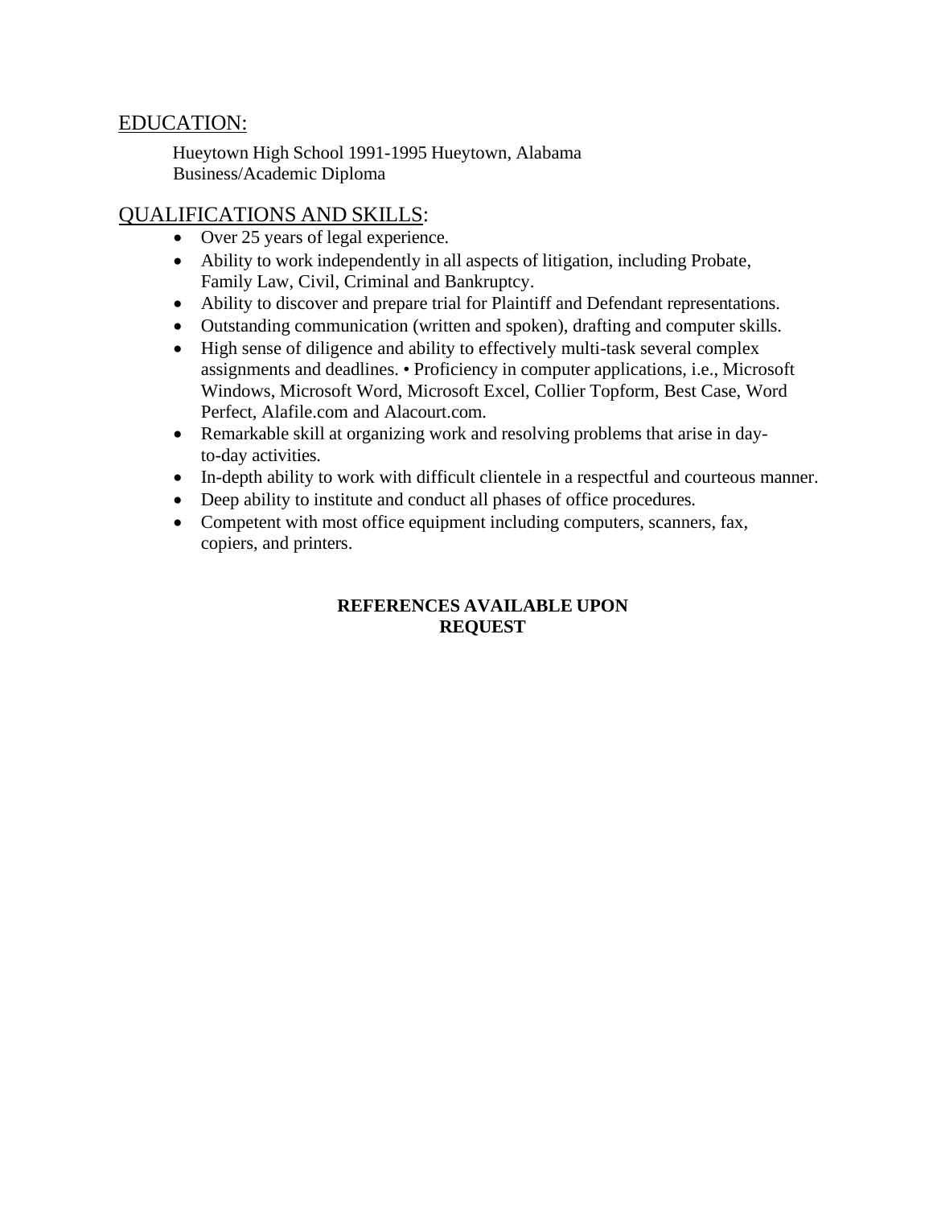## EDUCATION:

Hueytown High School 1991-1995 Hueytown, Alabama
Business/Academic Diploma

## QUALIFICATIONS AND SKILLS:

- Over 25 years of legal experience.
- Ability to work independently in all aspects of litigation, including Probate, Family Law, Civil, Criminal and Bankruptcy.
- Ability to discover and prepare trial for Plaintiff and Defendant representations.
- Outstanding communication (written and spoken), drafting and computer skills.
- High sense of diligence and ability to effectively multi-task several complex assignments and deadlines. • Proficiency in computer applications, i.e., Microsoft Windows, Microsoft Word, Microsoft Excel, Collier Topform, Best Case, Word Perfect, Alafile.com and Alacourt.com.
- Remarkable skill at organizing work and resolving problems that arise in day-to-day activities.
- In-depth ability to work with difficult clientele in a respectful and courteous manner.
- Deep ability to institute and conduct all phases of office procedures.
- Competent with most office equipment including computers, scanners, fax, copiers, and printers.

**REFERENCES AVAILABLE UPON REQUEST**